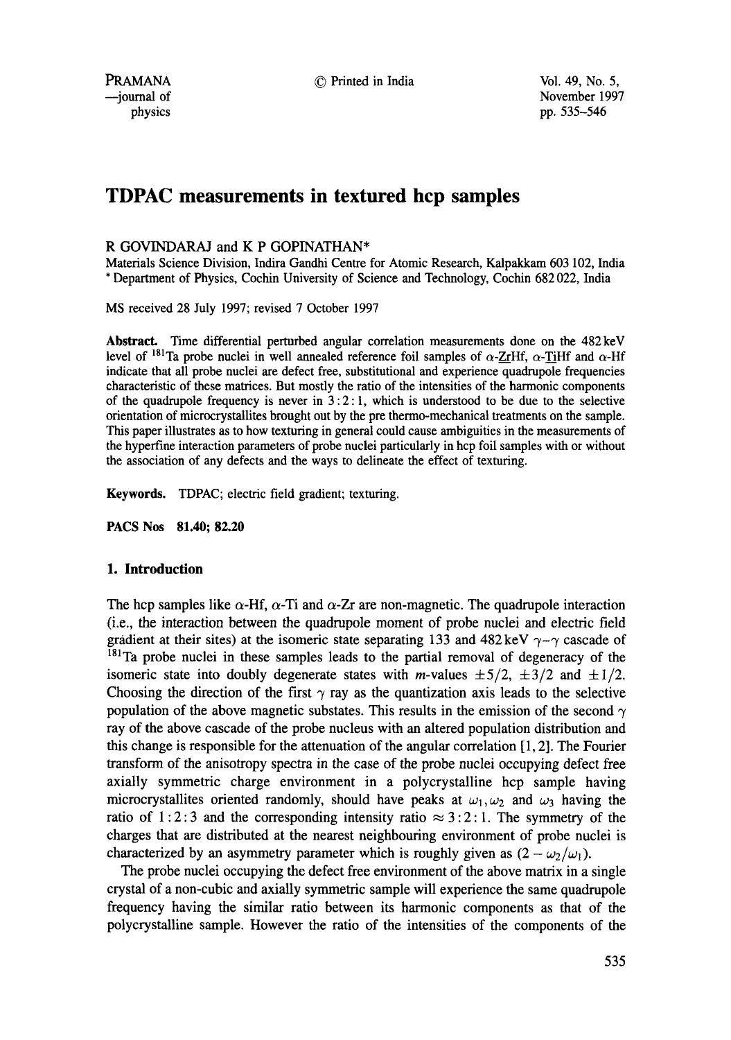# TDPAC measurements in textured hcp samples

R GOVINDARAJ and K P GOPINATHAN*

Materials Science Division, Indira Gandhi Centre for Atomic Research, Kalpakkam 603 102, India
* Department of Physics, Cochin University of Science and Technology, Cochin 682 022, India

MS received 28 July 1997; revised 7 October 1997

**Abstract.** Time differential perturbed angular correlation measurements done on the 482 keV level of $^{181}$Ta probe nuclei in well annealed reference foil samples of $\alpha$-<u>Zr</u>Hf, $\alpha$-<u>Ti</u>Hf and $\alpha$-Hf indicate that all probe nuclei are defect free, substitutional and experience quadrupole frequencies characteristic of these matrices. But mostly the ratio of the intensities of the harmonic components of the quadrupole frequency is never in $3:2:1$, which is understood to be due to the selective orientation of microcrystallites brought out by the pre thermo-mechanical treatments on the sample. This paper illustrates as to how texturing in general could cause ambiguities in the measurements of the hyperfine interaction parameters of probe nuclei particularly in hcp foil samples with or without the association of any defects and the ways to delineate the effect of texturing.

**Keywords.** TDPAC; electric field gradient; texturing.

**PACS Nos** 81.40; 82.20

## 1. Introduction

The hcp samples like $\alpha$-Hf, $\alpha$-Ti and $\alpha$-Zr are non-magnetic. The quadrupole interaction (i.e., the interaction between the quadrupole moment of probe nuclei and electric field gradient at their sites) at the isomeric state separating 133 and 482 keV $\gamma$–$\gamma$ cascade of $^{181}$Ta probe nuclei in these samples leads to the partial removal of degeneracy of the isomeric state into doubly degenerate states with $m$-values $\pm 5/2$, $\pm 3/2$ and $\pm 1/2$. Choosing the direction of the first $\gamma$ ray as the quantization axis leads to the selective population of the above magnetic substates. This results in the emission of the second $\gamma$ ray of the above cascade of the probe nucleus with an altered population distribution and this change is responsible for the attenuation of the angular correlation [1, 2]. The Fourier transform of the anisotropy spectra in the case of the probe nuclei occupying defect free axially symmetric charge environment in a polycrystalline hcp sample having microcrystallites oriented randomly, should have peaks at $\omega_1, \omega_2$ and $\omega_3$ having the ratio of $1:2:3$ and the corresponding intensity ratio $\approx 3:2:1$. The symmetry of the charges that are distributed at the nearest neighbouring environment of probe nuclei is characterized by an asymmetry parameter which is roughly given as $(2 - \omega_2/\omega_1)$.

The probe nuclei occupying the defect free environment of the above matrix in a single crystal of a non-cubic and axially symmetric sample will experience the same quadrupole frequency having the similar ratio between its harmonic components as that of the polycrystalline sample. However the ratio of the intensities of the components of the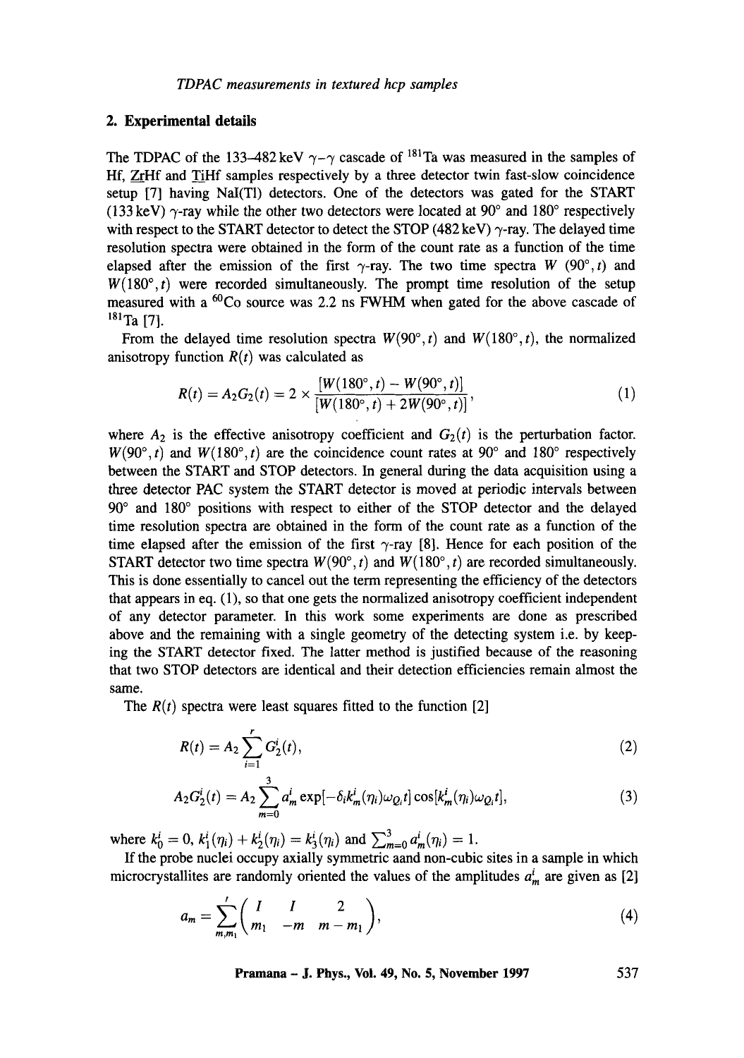## 2. Experimental details

The TDPAC of the 133–482 keV $\gamma$–$\gamma$ cascade of $^{181}$Ta was measured in the samples of Hf, $\underline{\text{Zr}}$Hf and $\underline{\text{Ti}}$Hf samples respectively by a three detector twin fast-slow coincidence setup [7] having NaI(Tl) detectors. One of the detectors was gated for the START (133 keV) $\gamma$-ray while the other two detectors were located at 90° and 180° respectively with respect to the START detector to detect the STOP (482 keV) $\gamma$-ray. The delayed time resolution spectra were obtained in the form of the count rate as a function of the time elapsed after the emission of the first $\gamma$-ray. The two time spectra $W(90°, t)$ and $W(180°, t)$ were recorded simultaneously. The prompt time resolution of the setup measured with a $^{60}$Co source was 2.2 ns FWHM when gated for the above cascade of $^{181}$Ta [7].

From the delayed time resolution spectra $W(90°, t)$ and $W(180°, t)$, the normalized anisotropy function $R(t)$ was calculated as

$$R(t) = A_2 G_2(t) = 2 \times \frac{[W(180°, t) - W(90°, t)]}{[W(180°, t) + 2W(90°, t)]}, \tag{1}$$

where $A_2$ is the effective anisotropy coefficient and $G_2(t)$ is the perturbation factor. $W(90°, t)$ and $W(180°, t)$ are the coincidence count rates at 90° and 180° respectively between the START and STOP detectors. In general during the data acquisition using a three detector PAC system the START detector is moved at periodic intervals between 90° and 180° positions with respect to either of the STOP detector and the delayed time resolution spectra are obtained in the form of the count rate as a function of the time elapsed after the emission of the first $\gamma$-ray [8]. Hence for each position of the START detector two time spectra $W(90°, t)$ and $W(180°, t)$ are recorded simultaneously. This is done essentially to cancel out the term representing the efficiency of the detectors that appears in eq. (1), so that one gets the normalized anisotropy coefficient independent of any detector parameter. In this work some experiments are done as prescribed above and the remaining with a single geometry of the detecting system i.e. by keeping the START detector fixed. The latter method is justified because of the reasoning that two STOP detectors are identical and their detection efficiencies remain almost the same.

The $R(t)$ spectra were least squares fitted to the function [2]

$$R(t) = A_2 \sum_{i=1}^{r} G_2^i(t), \tag{2}$$

$$A_2 G_2^i(t) = A_2 \sum_{m=0}^{3} a_m^i \exp[-\delta_i k_m^i(\eta_i)\omega_{Q_i} t] \cos[k_m^i(\eta_i)\omega_{Q_i} t], \tag{3}$$

where $k_0^i = 0$, $k_1^i(\eta_i) + k_2^i(\eta_i) = k_3^i(\eta_i)$ and $\sum_{m=0}^{3} a_m^i(\eta_i) = 1$.

If the probe nuclei occupy axially symmetric aand non-cubic sites in a sample in which microcrystallites are randomly oriented the values of the amplitudes $a_m^i$ are given as [2]

$$a_m = \sum_{m,m_1}' \begin{pmatrix} I & I & 2 \\ m_1 & -m & m - m_1 \end{pmatrix}, \tag{4}$$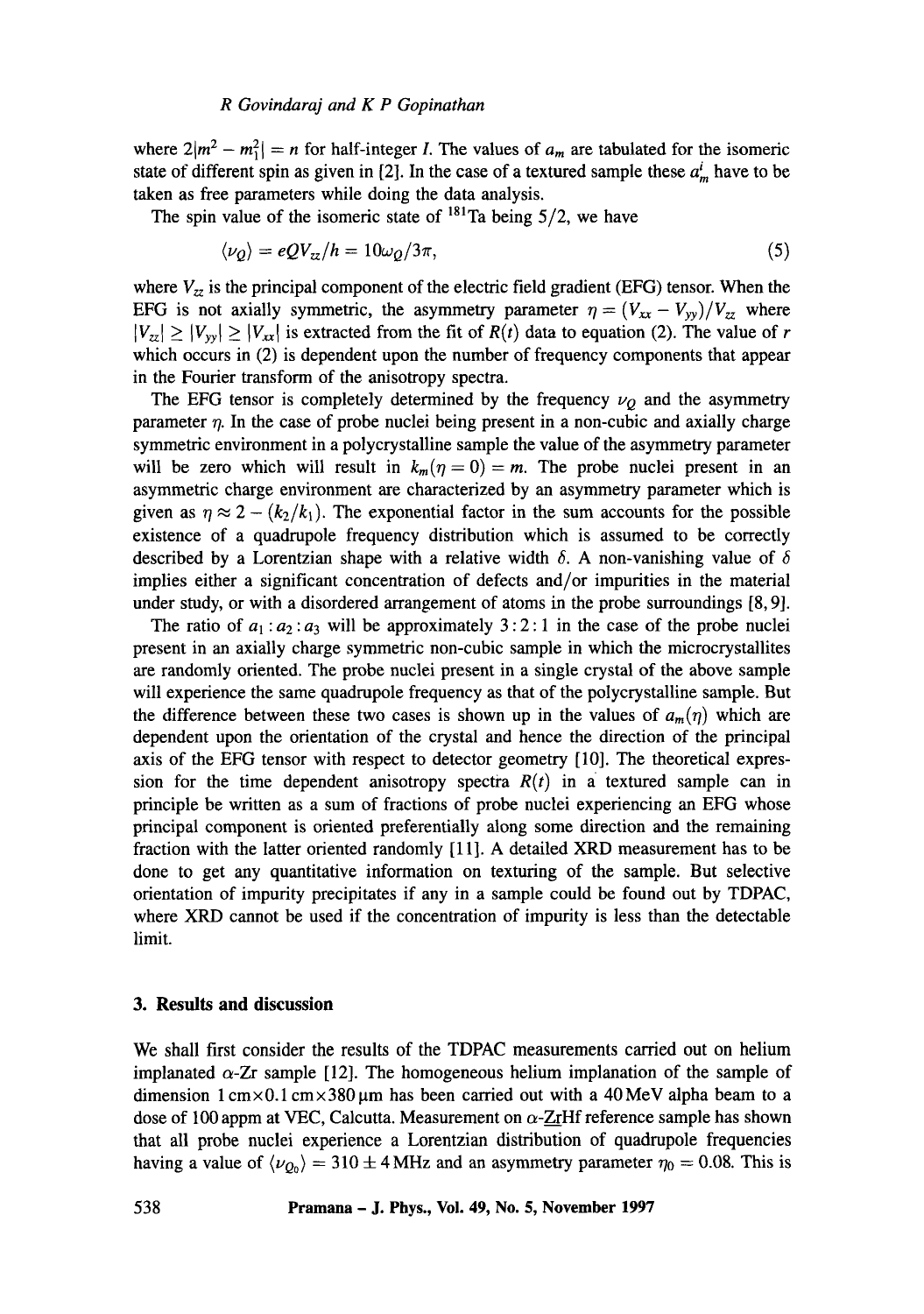where $2|m^2 - m_1^2| = n$ for half-integer $I$. The values of $a_m$ are tabulated for the isomeric state of different spin as given in [2]. In the case of a textured sample these $a_m^i$ have to be taken as free parameters while doing the data analysis.

The spin value of the isomeric state of $^{181}$Ta being 5/2, we have

$$\langle \nu_Q \rangle = eQV_{zz}/h = 10\omega_Q/3\pi, \tag{5}$$

where $V_{zz}$ is the principal component of the electric field gradient (EFG) tensor. When the EFG is not axially symmetric, the asymmetry parameter $\eta = (V_{xx} - V_{yy})/V_{zz}$ where $|V_{zz}| \geq |V_{yy}| \geq |V_{xx}|$ is extracted from the fit of $R(t)$ data to equation (2). The value of $r$ which occurs in (2) is dependent upon the number of frequency components that appear in the Fourier transform of the anisotropy spectra.

The EFG tensor is completely determined by the frequency $\nu_Q$ and the asymmetry parameter $\eta$. In the case of probe nuclei being present in a non-cubic and axially charge symmetric environment in a polycrystalline sample the value of the asymmetry parameter will be zero which will result in $k_m(\eta = 0) = m$. The probe nuclei present in an asymmetric charge environment are characterized by an asymmetry parameter which is given as $\eta \approx 2 - (k_2/k_1)$. The exponential factor in the sum accounts for the possible existence of a quadrupole frequency distribution which is assumed to be correctly described by a Lorentzian shape with a relative width $\delta$. A non-vanishing value of $\delta$ implies either a significant concentration of defects and/or impurities in the material under study, or with a disordered arrangement of atoms in the probe surroundings [8, 9].

The ratio of $a_1 : a_2 : a_3$ will be approximately $3:2:1$ in the case of the probe nuclei present in an axially charge symmetric non-cubic sample in which the microcrystallites are randomly oriented. The probe nuclei present in a single crystal of the above sample will experience the same quadrupole frequency as that of the polycrystalline sample. But the difference between these two cases is shown up in the values of $a_m(\eta)$ which are dependent upon the orientation of the crystal and hence the direction of the principal axis of the EFG tensor with respect to detector geometry [10]. The theoretical expression for the time dependent anisotropy spectra $R(t)$ in a textured sample can in principle be written as a sum of fractions of probe nuclei experiencing an EFG whose principal component is oriented preferentially along some direction and the remaining fraction with the latter oriented randomly [11]. A detailed XRD measurement has to be done to get any quantitative information on texturing of the sample. But selective orientation of impurity precipitates if any in a sample could be found out by TDPAC, where XRD cannot be used if the concentration of impurity is less than the detectable limit.

## 3. Results and discussion

We shall first consider the results of the TDPAC measurements carried out on helium implanated $\alpha$-Zr sample [12]. The homogeneous helium implanation of the sample of dimension 1 cm×0.1 cm×380 μm has been carried out with a 40 MeV alpha beam to a dose of 100 appm at VEC, Calcutta. Measurement on $\alpha$-<u>Zr</u>Hf reference sample has shown that all probe nuclei experience a Lorentzian distribution of quadrupole frequencies having a value of $\langle \nu_{Q_0} \rangle = 310 \pm 4$ MHz and an asymmetry parameter $\eta_0 = 0.08$. This is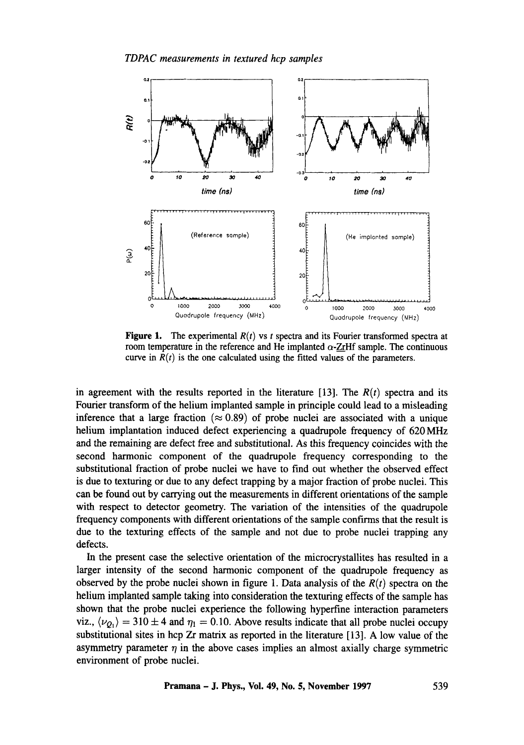**Figure 1.** The experimental $R(t)$ vs $t$ spectra and its Fourier transformed spectra at room temperature in the reference and He implanted $\alpha$-ZrHf sample. The continuous curve in $R(t)$ is the one calculated using the fitted values of the parameters.

in agreement with the results reported in the literature [13]. The $R(t)$ spectra and its Fourier transform of the helium implanted sample in principle could lead to a misleading inference that a large fraction ($\approx 0.89$) of probe nuclei are associated with a unique helium implantation induced defect experiencing a quadrupole frequency of 620 MHz and the remaining are defect free and substitutional. As this frequency coincides with the second harmonic component of the quadrupole frequency corresponding to the substitutional fraction of probe nuclei we have to find out whether the observed effect is due to texturing or due to any defect trapping by a major fraction of probe nuclei. This can be found out by carrying out the measurements in different orientations of the sample with respect to detector geometry. The variation of the intensities of the quadrupole frequency components with different orientations of the sample confirms that the result is due to the texturing effects of the sample and not due to probe nuclei trapping any defects.

In the present case the selective orientation of the microcrystallites has resulted in a larger intensity of the second harmonic component of the quadrupole frequency as observed by the probe nuclei shown in figure 1. Data analysis of the $R(t)$ spectra on the helium implanted sample taking into consideration the texturing effects of the sample has shown that the probe nuclei experience the following hyperfine interaction parameters viz., $\langle \nu_{Q_1} \rangle = 310 \pm 4$ and $\eta_1 = 0.10$. Above results indicate that all probe nuclei occupy substitutional sites in hcp Zr matrix as reported in the literature [13]. A low value of the asymmetry parameter $\eta$ in the above cases implies an almost axially charge symmetric environment of probe nuclei.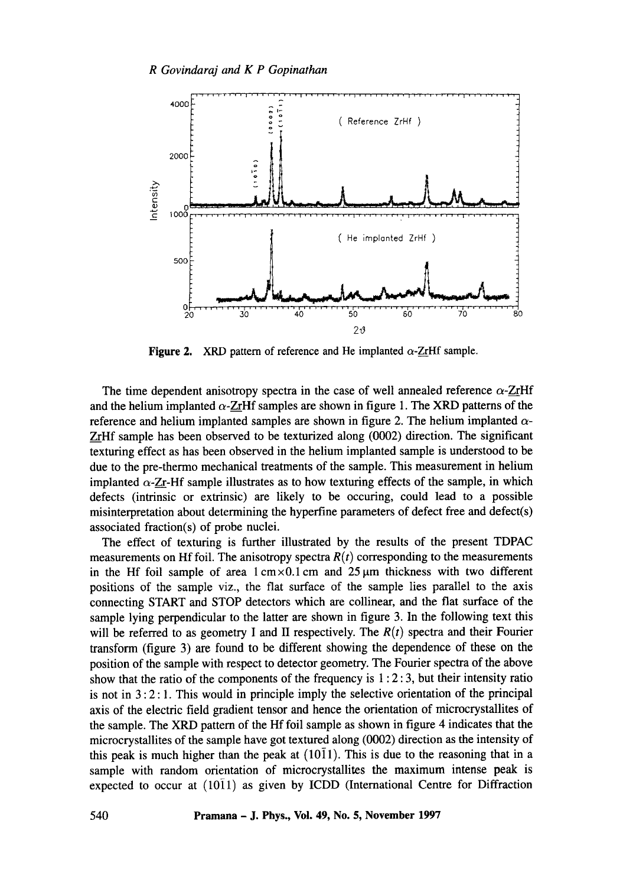Figure 2. XRD pattern of reference and He implanted $\alpha$-Zr Hf sample.

The time dependent anisotropy spectra in the case of well annealed reference $\alpha$-ZrHf and the helium implanted $\alpha$-ZrHf samples are shown in figure 1. The XRD patterns of the reference and helium implanted samples are shown in figure 2. The helium implanted $\alpha$-ZrHf sample has been observed to be texturized along (0002) direction. The significant texturing effect as has been observed in the helium implanted sample is understood to be due to the pre-thermo mechanical treatments of the sample. This measurement in helium implanted $\alpha$-Zr-Hf sample illustrates as to how texturing effects of the sample, in which defects (intrinsic or extrinsic) are likely to be occuring, could lead to a possible misinterpretation about determining the hyperfine parameters of defect free and defect(s) associated fraction(s) of probe nuclei.

The effect of texturing is further illustrated by the results of the present TDPAC measurements on Hf foil. The anisotropy spectra $R(t)$ corresponding to the measurements in the Hf foil sample of area $1\,\text{cm} \times 0.1\,\text{cm}$ and $25\,\mu\text{m}$ thickness with two different positions of the sample viz., the flat surface of the sample lies parallel to the axis connecting START and STOP detectors which are collinear, and the flat surface of the sample lying perpendicular to the latter are shown in figure 3. In the following text this will be referred to as geometry I and II respectively. The $R(t)$ spectra and their Fourier transform (figure 3) are found to be different showing the dependence of these on the position of the sample with respect to detector geometry. The Fourier spectra of the above show that the ratio of the components of the frequency is $1:2:3$, but their intensity ratio is not in $3:2:1$. This would in principle imply the selective orientation of the principal axis of the electric field gradient tensor and hence the orientation of microcrystallites of the sample. The XRD pattern of the Hf foil sample as shown in figure 4 indicates that the microcrystallites of the sample have got textured along (0002) direction as the intensity of this peak is much higher than the peak at $(10\bar{1}1)$. This is due to the reasoning that in a sample with random orientation of microcrystallites the maximum intense peak is expected to occur at $(10\bar{1}1)$ as given by ICDD (International Centre for Diffraction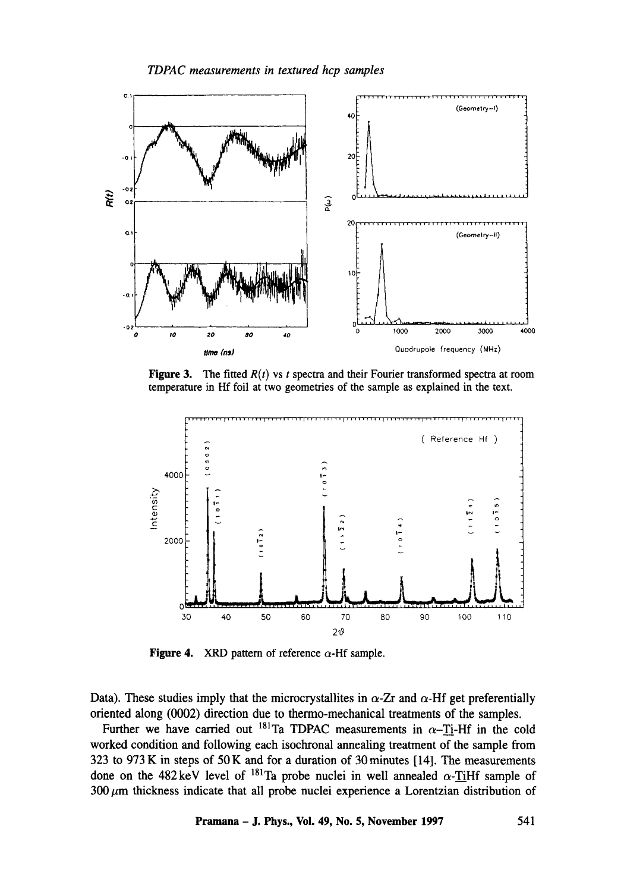**Figure 3.** The fitted $R(t)$ vs $t$ spectra and their Fourier transformed spectra at room temperature in Hf foil at two geometries of the sample as explained in the text.

**Figure 4.** XRD pattern of reference $\alpha$-Hf sample.

Data). These studies imply that the microcrystallites in $\alpha$-Zr and $\alpha$-Hf get preferentially oriented along (0002) direction due to thermo-mechanical treatments of the samples.

Further we have carried out $^{181}$Ta TDPAC measurements in $\alpha$-<u>Ti</u>-Hf in the cold worked condition and following each isochronal annealing treatment of the sample from 323 to 973 K in steps of 50 K and for a duration of 30 minutes [14]. The measurements done on the 482 keV level of $^{181}$Ta probe nuclei in well annealed $\alpha$-<u>Ti</u>Hf sample of 300 $\mu$m thickness indicate that all probe nuclei experience a Lorentzian distribution of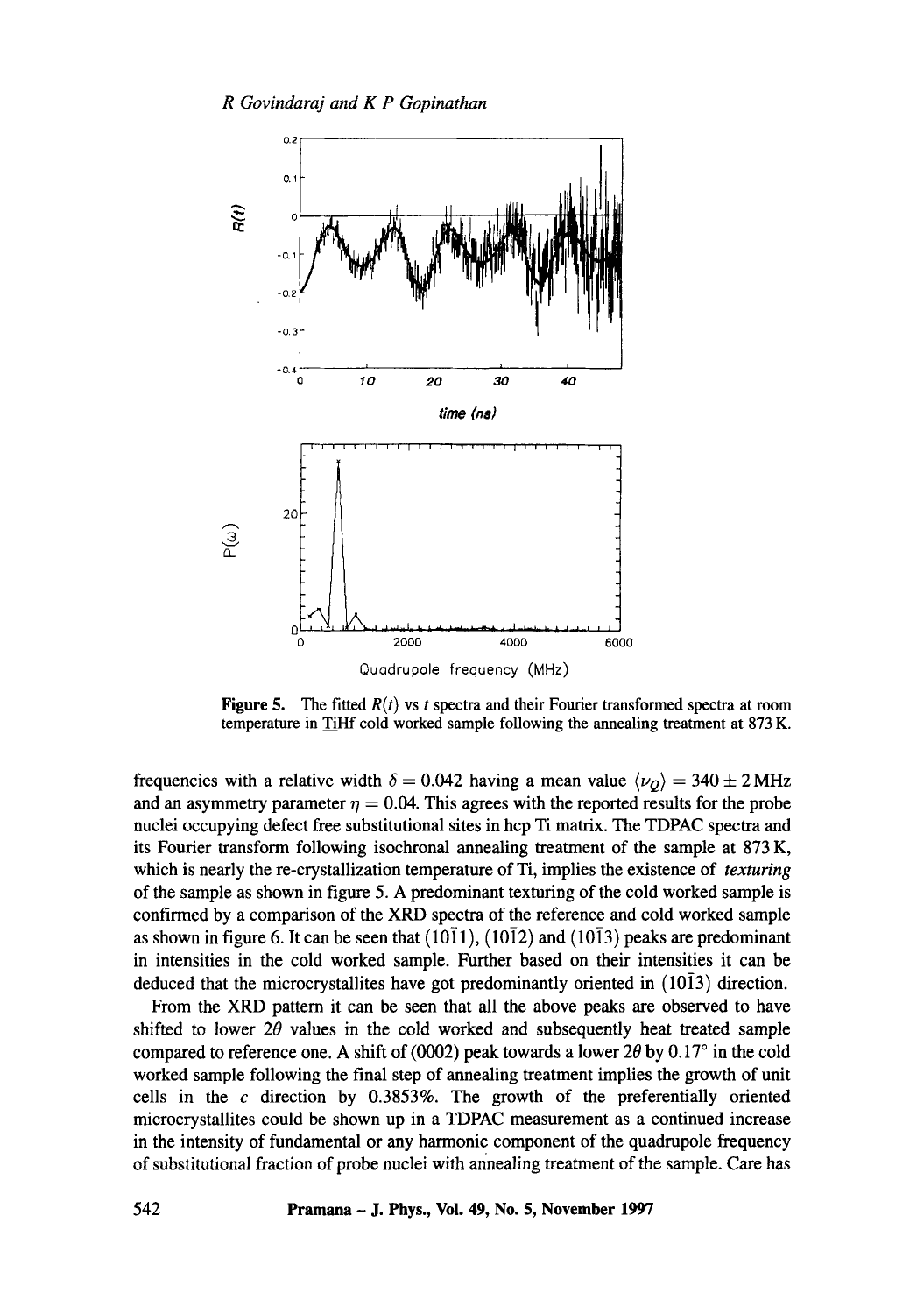**Figure 5.** The fitted $R(t)$ vs $t$ spectra and their Fourier transformed spectra at room temperature in TiHf cold worked sample following the annealing treatment at 873 K.

frequencies with a relative width $\delta = 0.042$ having a mean value $\langle \nu_Q \rangle = 340 \pm 2$ MHz and an asymmetry parameter $\eta = 0.04$. This agrees with the reported results for the probe nuclei occupying defect free substitutional sites in hcp Ti matrix. The TDPAC spectra and its Fourier transform following isochronal annealing treatment of the sample at 873 K, which is nearly the re-crystallization temperature of Ti, implies the existence of *texturing* of the sample as shown in figure 5. A predominant texturing of the cold worked sample is confirmed by a comparison of the XRD spectra of the reference and cold worked sample as shown in figure 6. It can be seen that $(10\bar{1}1)$, $(10\bar{1}2)$ and $(10\bar{1}3)$ peaks are predominant in intensities in the cold worked sample. Further based on their intensities it can be deduced that the microcrystallites have got predominantly oriented in $(10\bar{1}3)$ direction.

From the XRD pattern it can be seen that all the above peaks are observed to have shifted to lower $2\theta$ values in the cold worked and subsequently heat treated sample compared to reference one. A shift of (0002) peak towards a lower $2\theta$ by $0.17°$ in the cold worked sample following the final step of annealing treatment implies the growth of unit cells in the $c$ direction by 0.3853%. The growth of the preferentially oriented microcrystallites could be shown up in a TDPAC measurement as a continued increase in the intensity of fundamental or any harmonic component of the quadrupole frequency of substitutional fraction of probe nuclei with annealing treatment of the sample. Care has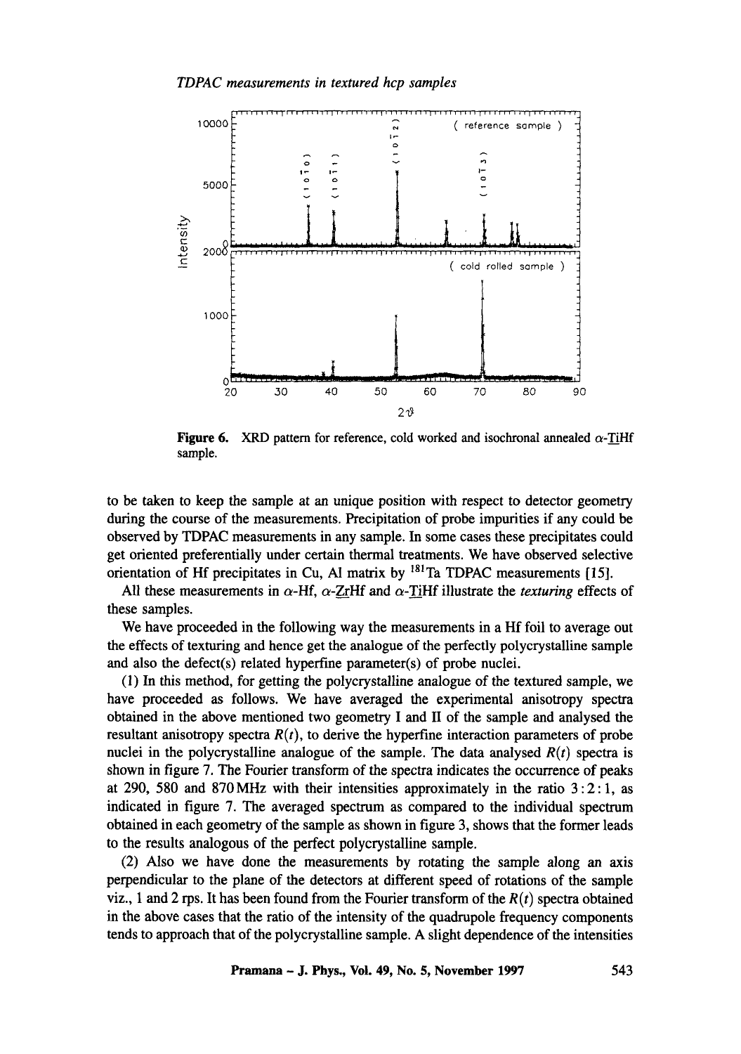**Figure 6.** XRD pattern for reference, cold worked and isochronal annealed $\alpha$-<u>Ti</u>Hf sample.

to be taken to keep the sample at an unique position with respect to detector geometry during the course of the measurements. Precipitation of probe impurities if any could be observed by TDPAC measurements in any sample. In some cases these precipitates could get oriented preferentially under certain thermal treatments. We have observed selective orientation of Hf precipitates in Cu, Al matrix by $^{181}$Ta TDPAC measurements [15].

All these measurements in $\alpha$-Hf, $\alpha$-<u>Zr</u>Hf and $\alpha$-<u>Ti</u>Hf illustrate the *texturing* effects of these samples.

We have proceeded in the following way the measurements in a Hf foil to average out the effects of texturing and hence get the analogue of the perfectly polycrystalline sample and also the defect(s) related hyperfine parameter(s) of probe nuclei.

(1) In this method, for getting the polycrystalline analogue of the textured sample, we have proceeded as follows. We have averaged the experimental anisotropy spectra obtained in the above mentioned two geometry I and II of the sample and analysed the resultant anisotropy spectra $R(t)$, to derive the hyperfine interaction parameters of probe nuclei in the polycrystalline analogue of the sample. The data analysed $R(t)$ spectra is shown in figure 7. The Fourier transform of the spectra indicates the occurrence of peaks at 290, 580 and 870 MHz with their intensities approximately in the ratio 3 : 2 : 1, as indicated in figure 7. The averaged spectrum as compared to the individual spectrum obtained in each geometry of the sample as shown in figure 3, shows that the former leads to the results analogous of the perfect polycrystalline sample.

(2) Also we have done the measurements by rotating the sample along an axis perpendicular to the plane of the detectors at different speed of rotations of the sample viz., 1 and 2 rps. It has been found from the Fourier transform of the $R(t)$ spectra obtained in the above cases that the ratio of the intensity of the quadrupole frequency components tends to approach that of the polycrystalline sample. A slight dependence of the intensities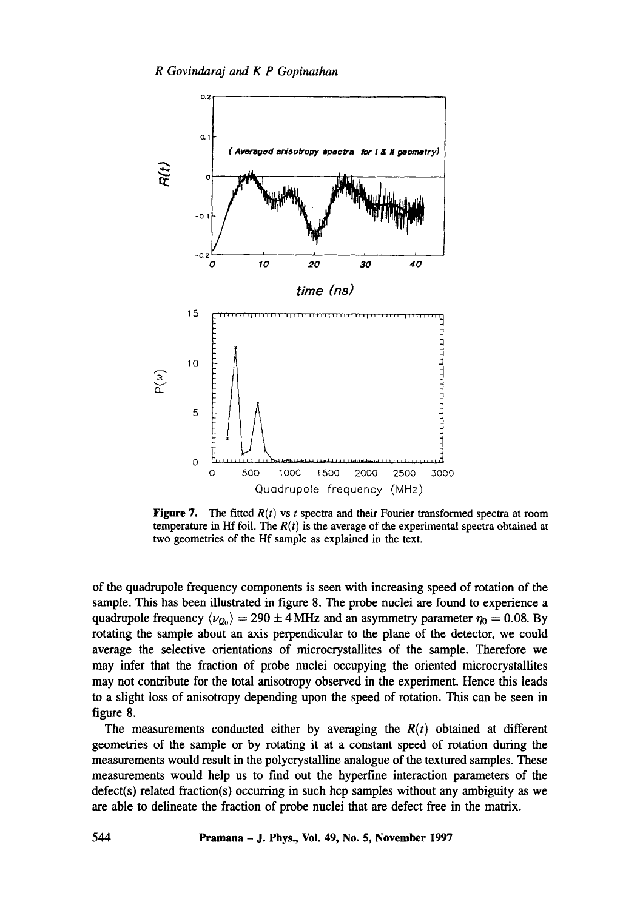**Figure 7.** The fitted $R(t)$ vs $t$ spectra and their Fourier transformed spectra at room temperature in Hf foil. The $R(t)$ is the average of the experimental spectra obtained at two geometries of the Hf sample as explained in the text.

of the quadrupole frequency components is seen with increasing speed of rotation of the sample. This has been illustrated in figure 8. The probe nuclei are found to experience a quadrupole frequency $\langle \nu_{Q_0} \rangle = 290 \pm 4\,\text{MHz}$ and an asymmetry parameter $\eta_0 = 0.08$. By rotating the sample about an axis perpendicular to the plane of the detector, we could average the selective orientations of microcrystallites of the sample. Therefore we may infer that the fraction of probe nuclei occupying the oriented microcrystallites may not contribute for the total anisotropy observed in the experiment. Hence this leads to a slight loss of anisotropy depending upon the speed of rotation. This can be seen in figure 8.

The measurements conducted either by averaging the $R(t)$ obtained at different geometries of the sample or by rotating it at a constant speed of rotation during the measurements would result in the polycrystalline analogue of the textured samples. These measurements would help us to find out the hyperfine interaction parameters of the defect(s) related fraction(s) occurring in such hcp samples without any ambiguity as we are able to delineate the fraction of probe nuclei that are defect free in the matrix.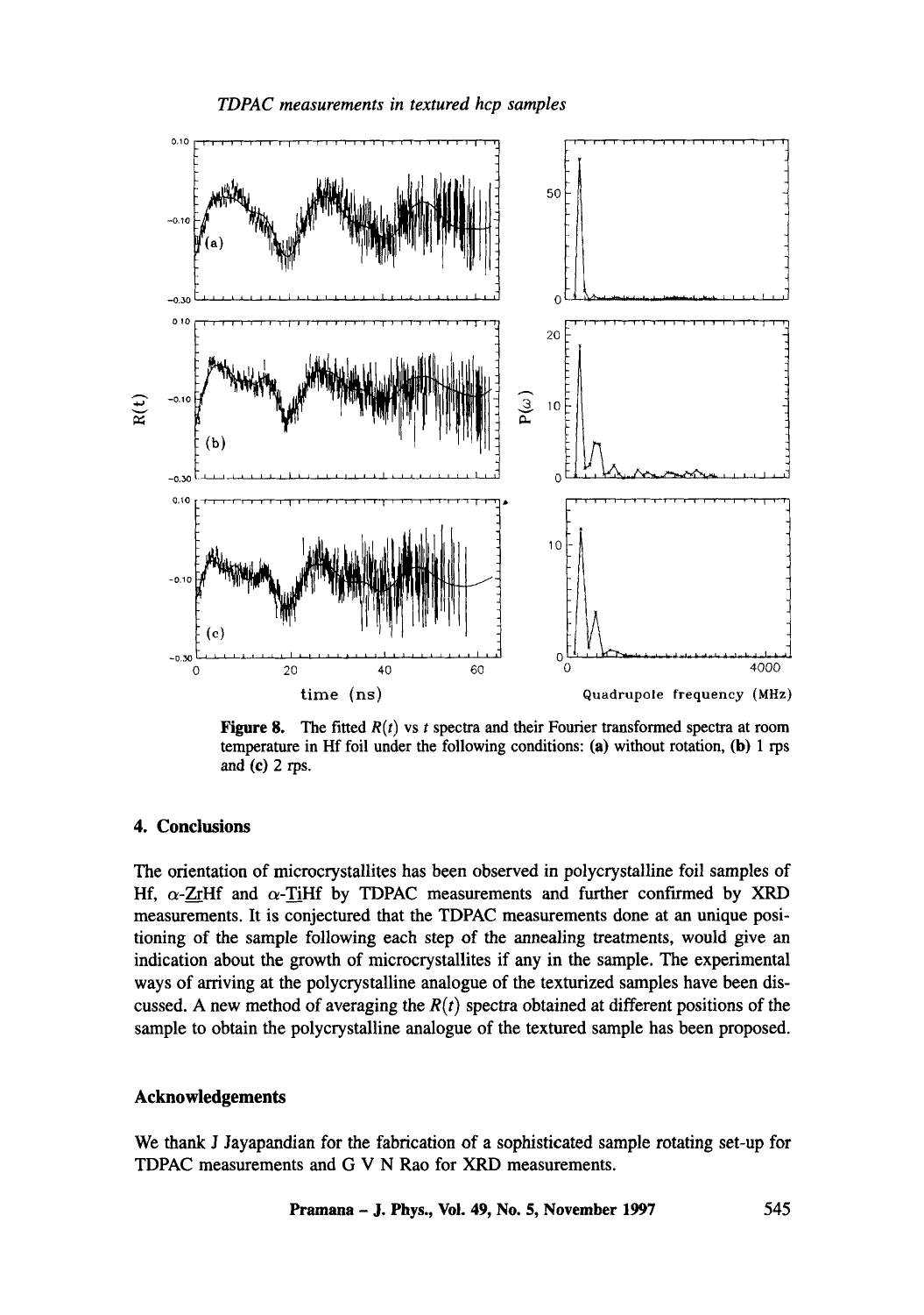**Figure 8.** The fitted $R(t)$ vs $t$ spectra and their Fourier transformed spectra at room temperature in Hf foil under the following conditions: **(a)** without rotation, **(b)** 1 rps and **(c)** 2 rps.

## 4. Conclusions

The orientation of microcrystallites has been observed in polycrystalline foil samples of Hf, $\alpha$-<u>Zr</u>Hf and $\alpha$-<u>Ti</u>Hf by TDPAC measurements and further confirmed by XRD measurements. It is conjectured that the TDPAC measurements done at an unique positioning of the sample following each step of the annealing treatments, would give an indication about the growth of microcrystallites if any in the sample. The experimental ways of arriving at the polycrystalline analogue of the texturized samples have been discussed. A new method of averaging the $R(t)$ spectra obtained at different positions of the sample to obtain the polycrystalline analogue of the textured sample has been proposed.

## Acknowledgements

We thank J Jayapandian for the fabrication of a sophisticated sample rotating set-up for TDPAC measurements and G V N Rao for XRD measurements.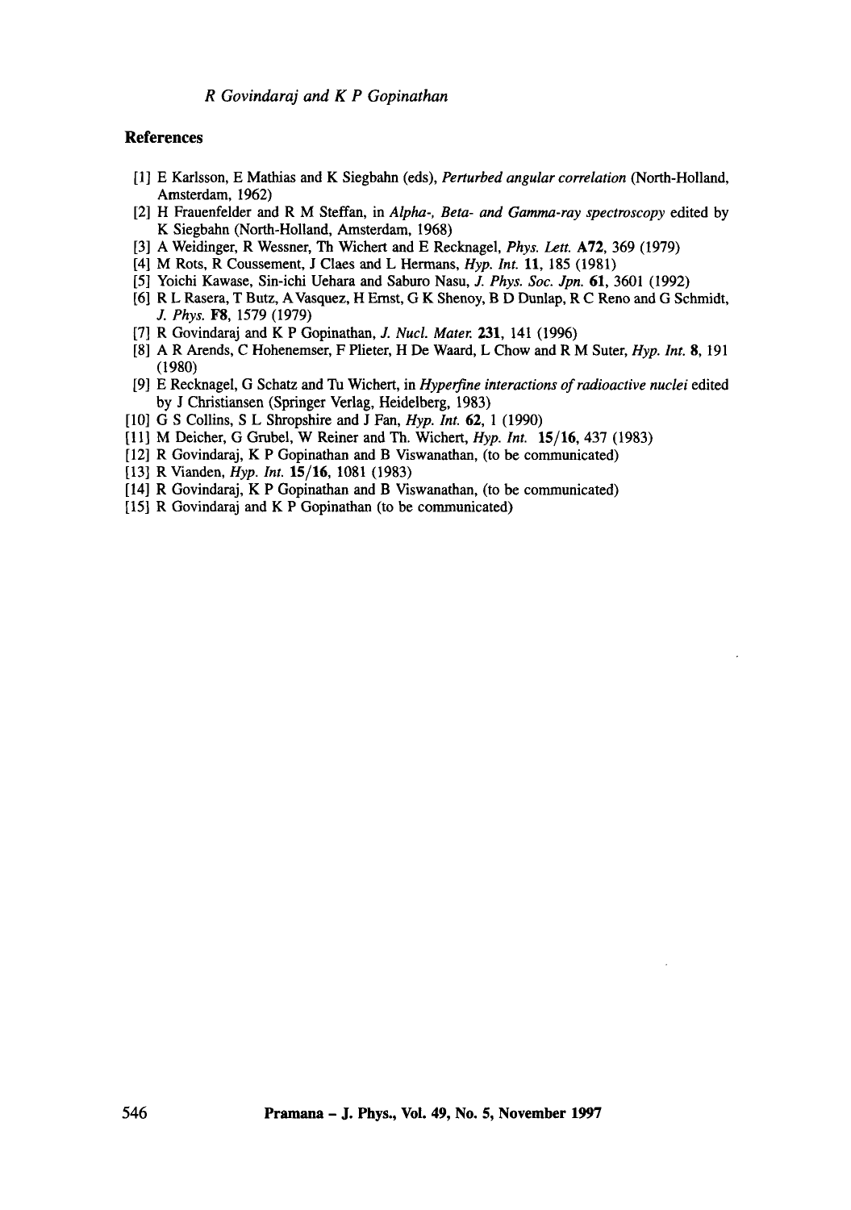## References

[1] E Karlsson, E Mathias and K Siegbahn (eds), *Perturbed angular correlation* (North-Holland, Amsterdam, 1962)

[2] H Frauenfelder and R M Steffan, in *Alpha-, Beta- and Gamma-ray spectroscopy* edited by K Siegbahn (North-Holland, Amsterdam, 1968)

[3] A Weidinger, R Wessner, Th Wichert and E Recknagel, *Phys. Lett.* **A72**, 369 (1979)

[4] M Rots, R Coussement, J Claes and L Hermans, *Hyp. Int.* **11**, 185 (1981)

[5] Yoichi Kawase, Sin-ichi Uehara and Saburo Nasu, *J. Phys. Soc. Jpn.* **61**, 3601 (1992)

[6] R L Rasera, T Butz, A Vasquez, H Ernst, G K Shenoy, B D Dunlap, R C Reno and G Schmidt, *J. Phys.* **F8**, 1579 (1979)

[7] R Govindaraj and K P Gopinathan, *J. Nucl. Mater.* **231**, 141 (1996)

[8] A R Arends, C Hohenemser, F Plieter, H De Waard, L Chow and R M Suter, *Hyp. Int.* **8**, 191 (1980)

[9] E Recknagel, G Schatz and Tu Wichert, in *Hyperfine interactions of radioactive nuclei* edited by J Christiansen (Springer Verlag, Heidelberg, 1983)

[10] G S Collins, S L Shropshire and J Fan, *Hyp. Int.* **62**, 1 (1990)

[11] M Deicher, G Grubel, W Reiner and Th. Wichert, *Hyp. Int.* **15/16**, 437 (1983)

[12] R Govindaraj, K P Gopinathan and B Viswanathan, (to be communicated)

[13] R Vianden, *Hyp. Int.* **15/16**, 1081 (1983)

[14] R Govindaraj, K P Gopinathan and B Viswanathan, (to be communicated)

[15] R Govindaraj and K P Gopinathan (to be communicated)